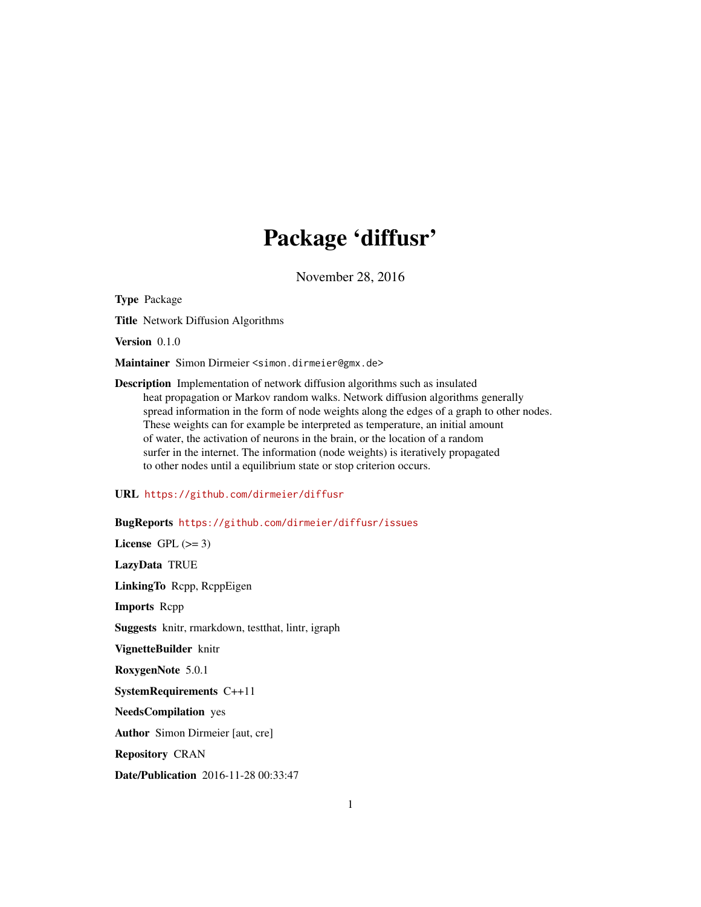# Package 'diffusr'

November 28, 2016

**Type** Package

**Title** Network Diffusion Algorithms

**Version** 0.1.0

**Maintainer** Simon Dirmeier <simon.dirmeier@gmx.de>

**Description** Implementation of network diffusion algorithms such as insulated heat propagation or Markov random walks. Network diffusion algorithms generally spread information in the form of node weights along the edges of a graph to other nodes. These weights can for example be interpreted as temperature, an initial amount of water, the activation of neurons in the brain, or the location of a random surfer in the internet. The information (node weights) is iteratively propagated to other nodes until a equilibrium state or stop criterion occurs.

**URL** https://github.com/dirmeier/diffusr

**BugReports** https://github.com/dirmeier/diffusr/issues

**License** GPL (>= 3)

**LazyData** TRUE

**LinkingTo** Rcpp, RcppEigen

**Imports** Rcpp

**Suggests** knitr, rmarkdown, testthat, lintr, igraph

**VignetteBuilder** knitr

**RoxygenNote** 5.0.1

**SystemRequirements** C++11

**NeedsCompilation** yes

**Author** Simon Dirmeier [aut, cre]

**Repository** CRAN

**Date/Publication** 2016-11-28 00:33:47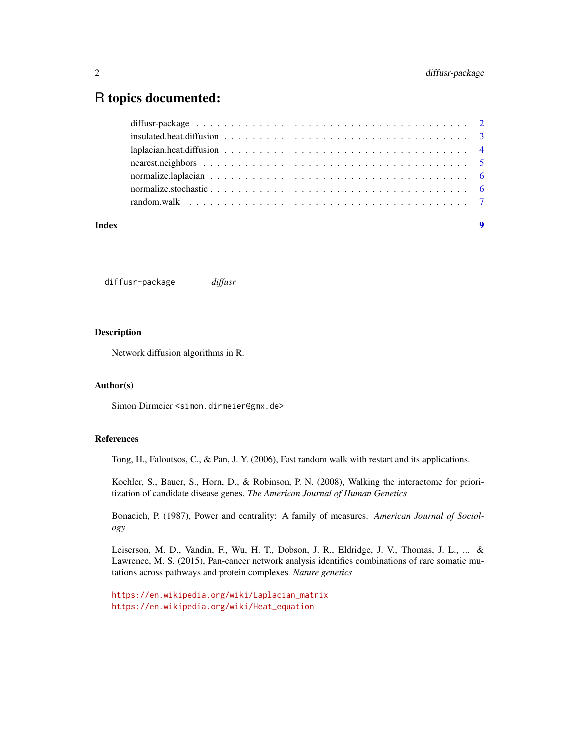# R topics documented:

- diffusr-package . . . . . . . . . . . . . . . . . . . . . . . . . . . . . . . . . . . 2
- insulated.heat.diffusion . . . . . . . . . . . . . . . . . . . . . . . . . . . . . . . 3
- laplacian.heat.diffusion . . . . . . . . . . . . . . . . . . . . . . . . . . . . . . . 4
- nearest.neighbors . . . . . . . . . . . . . . . . . . . . . . . . . . . . . . . . . . 5
- normalize.laplacian . . . . . . . . . . . . . . . . . . . . . . . . . . . . . . . . . 6
- normalize.stochastic . . . . . . . . . . . . . . . . . . . . . . . . . . . . . . . . 6
- random.walk . . . . . . . . . . . . . . . . . . . . . . . . . . . . . . . . . . . . . 7

**Index** **9**

---

## `diffusr-package` *diffusr*

---

### Description

Network diffusion algorithms in R.

### Author(s)

Simon Dirmeier <simon.dirmeier@gmx.de>

### References

Tong, H., Faloutsos, C., & Pan, J. Y. (2006), Fast random walk with restart and its applications.

Koehler, S., Bauer, S., Horn, D., & Robinson, P. N. (2008), Walking the interactome for prioritization of candidate disease genes. *The American Journal of Human Genetics*

Bonacich, P. (1987), Power and centrality: A family of measures. *American Journal of Sociology*

Leiserson, M. D., Vandin, F., Wu, H. T., Dobson, J. R., Eldridge, J. V., Thomas, J. L., ... & Lawrence, M. S. (2015), Pan-cancer network analysis identifies combinations of rare somatic mutations across pathways and protein complexes. *Nature genetics*

https://en.wikipedia.org/wiki/Laplacian_matrix
https://en.wikipedia.org/wiki/Heat_equation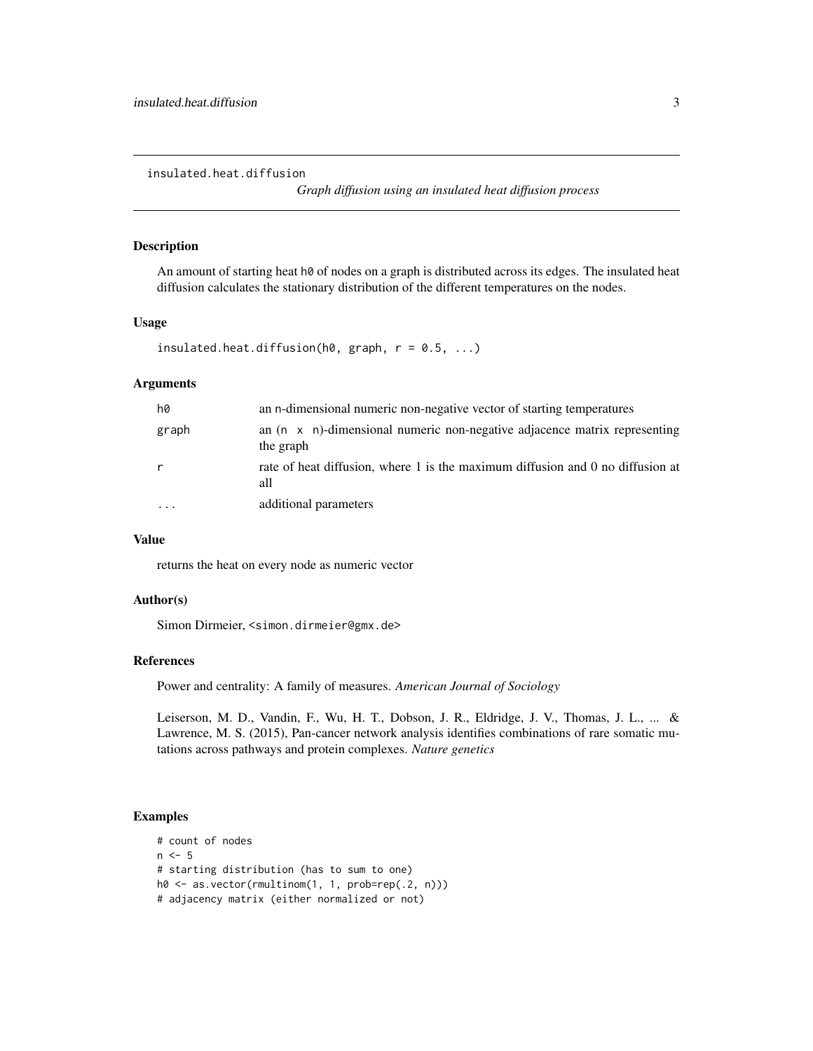`insulated.heat.diffusion` *Graph diffusion using an insulated heat diffusion process*

## Description

An amount of starting heat `h0` of nodes on a graph is distributed across its edges. The insulated heat diffusion calculates the stationary distribution of the different temperatures on the nodes.

## Usage

```
insulated.heat.diffusion(h0, graph, r = 0.5, ...)
```

## Arguments

| | |
|---|---|
| `h0` | an n-dimensional numeric non-negative vector of starting temperatures |
| `graph` | an `(n x n)`-dimensional numeric non-negative adjacence matrix representing the graph |
| `r` | rate of heat diffusion, where 1 is the maximum diffusion and 0 no diffusion at all |
| `...` | additional parameters |

## Value

returns the heat on every node as numeric vector

## Author(s)

Simon Dirmeier, <simon.dirmeier@gmx.de>

## References

Power and centrality: A family of measures. *American Journal of Sociology*

Leiserson, M. D., Vandin, F., Wu, H. T., Dobson, J. R., Eldridge, J. V., Thomas, J. L., ... & Lawrence, M. S. (2015), Pan-cancer network analysis identifies combinations of rare somatic mutations across pathways and protein complexes. *Nature genetics*

## Examples

```
# count of nodes
n <- 5
# starting distribution (has to sum to one)
h0 <- as.vector(rmultinom(1, 1, prob=rep(.2, n)))
# adjacency matrix (either normalized or not)
```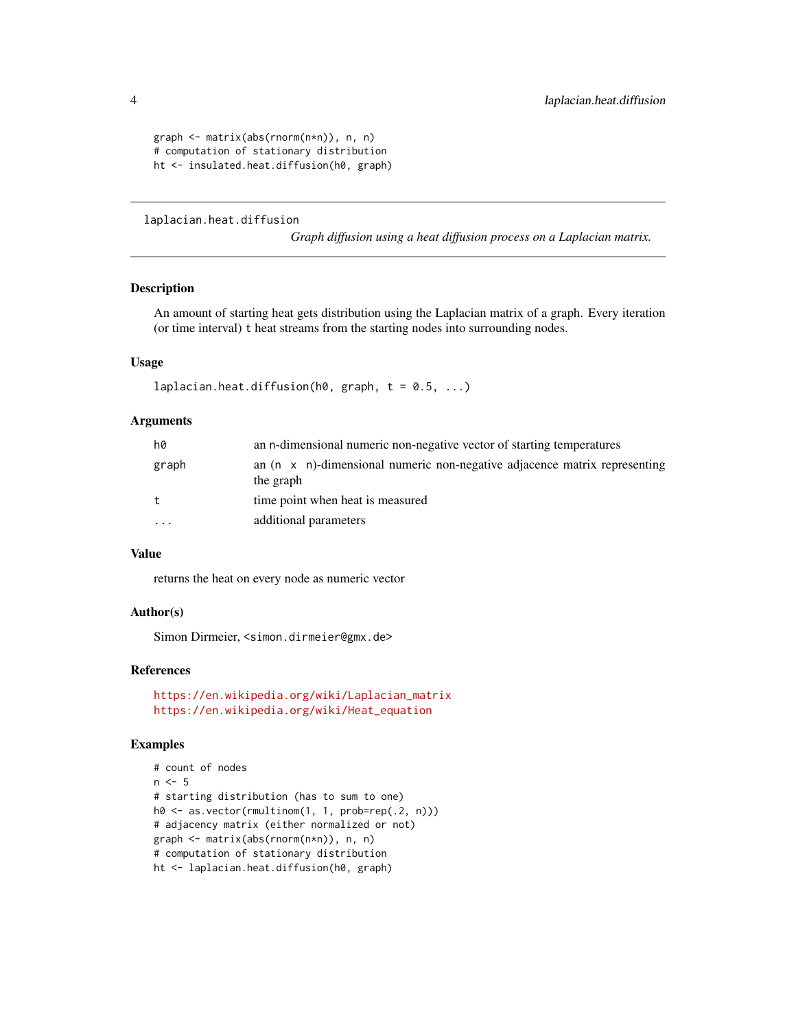```
graph <- matrix(abs(rnorm(n*n)), n, n)
# computation of stationary distribution
ht <- insulated.heat.diffusion(h0, graph)
```

---

## laplacian.heat.diffusion

*Graph diffusion using a heat diffusion process on a Laplacian matrix.*

---

### Description

An amount of starting heat gets distribution using the Laplacian matrix of a graph. Every iteration (or time interval) `t` heat streams from the starting nodes into surrounding nodes.

### Usage

```
laplacian.heat.diffusion(h0, graph, t = 0.5, ...)
```

### Arguments

| | |
|---|---|
| `h0` | an `n`-dimensional numeric non-negative vector of starting temperatures |
| `graph` | an `(n x n)`-dimensional numeric non-negative adjacence matrix representing the graph |
| `t` | time point when heat is measured |
| `...` | additional parameters |

### Value

returns the heat on every node as numeric vector

### Author(s)

Simon Dirmeier, <simon.dirmeier@gmx.de>

### References

https://en.wikipedia.org/wiki/Laplacian_matrix
https://en.wikipedia.org/wiki/Heat_equation

### Examples

```
# count of nodes
n <- 5
# starting distribution (has to sum to one)
h0 <- as.vector(rmultinom(1, 1, prob=rep(.2, n)))
# adjacency matrix (either normalized or not)
graph <- matrix(abs(rnorm(n*n)), n, n)
# computation of stationary distribution
ht <- laplacian.heat.diffusion(h0, graph)
```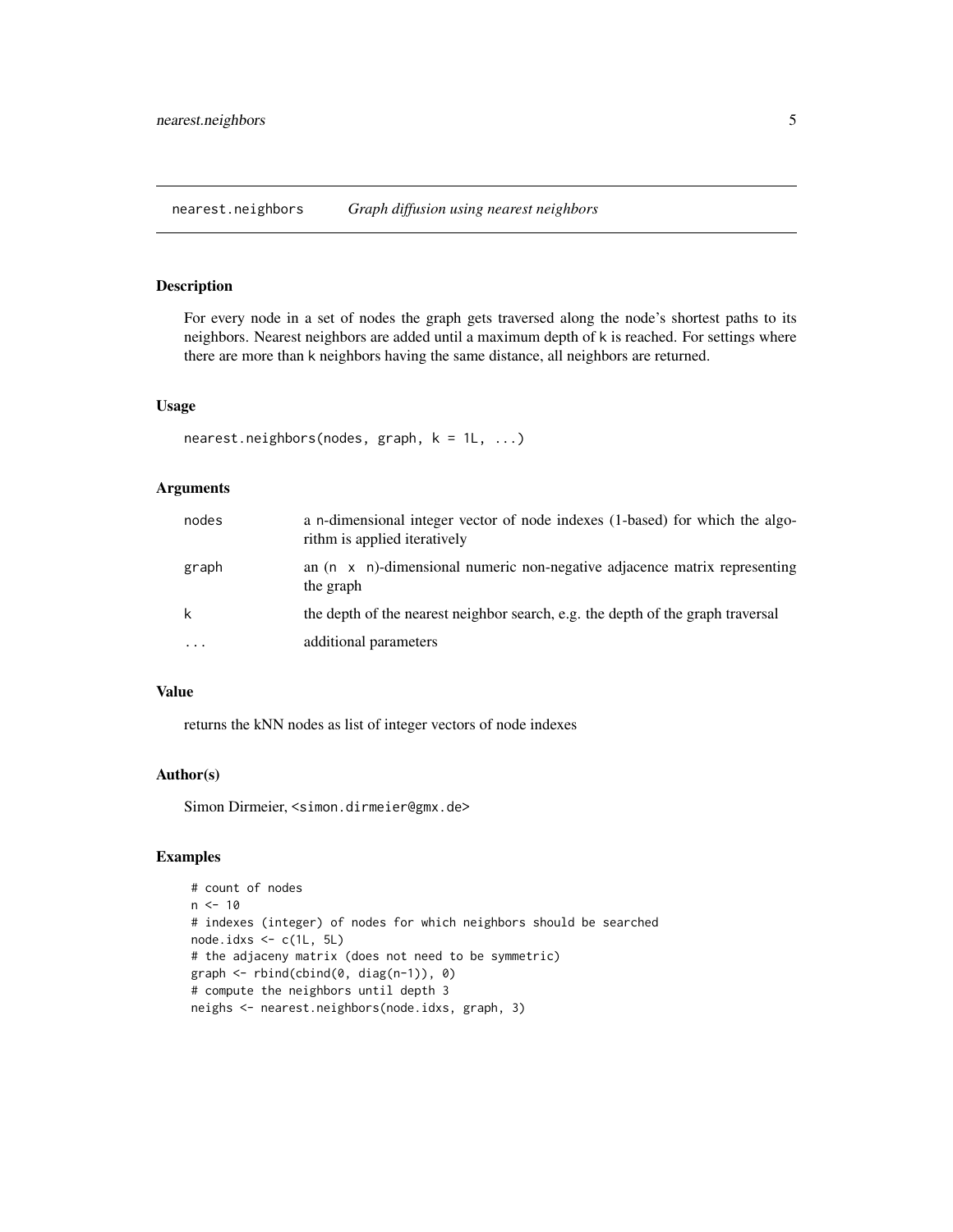## nearest.neighbors    *Graph diffusion using nearest neighbors*

### Description

For every node in a set of nodes the graph gets traversed along the node's shortest paths to its neighbors. Nearest neighbors are added until a maximum depth of k is reached. For settings where there are more than k neighbors having the same distance, all neighbors are returned.

### Usage

```
nearest.neighbors(nodes, graph, k = 1L, ...)
```

### Arguments

| | |
|---|---|
| nodes | a n-dimensional integer vector of node indexes (1-based) for which the algorithm is applied iteratively |
| graph | an (n x n)-dimensional numeric non-negative adjacence matrix representing the graph |
| k | the depth of the nearest neighbor search, e.g. the depth of the graph traversal |
| ... | additional parameters |

### Value

returns the kNN nodes as list of integer vectors of node indexes

### Author(s)

Simon Dirmeier, <simon.dirmeier@gmx.de>

### Examples

```
# count of nodes
n <- 10
# indexes (integer) of nodes for which neighbors should be searched
node.idxs <- c(1L, 5L)
# the adjaceny matrix (does not need to be symmetric)
graph <- rbind(cbind(0, diag(n-1)), 0)
# compute the neighbors until depth 3
neighs <- nearest.neighbors(node.idxs, graph, 3)
```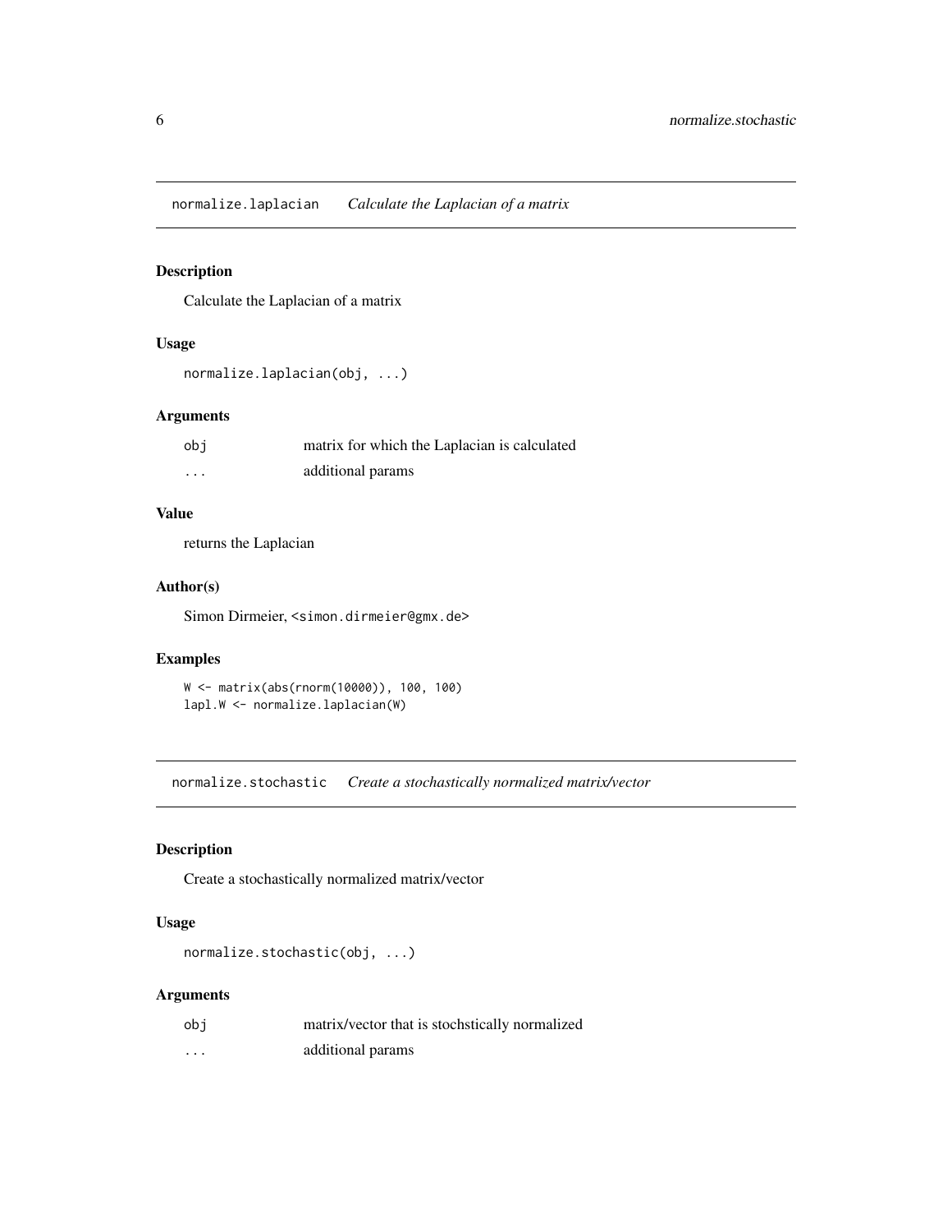## normalize.laplacian *Calculate the Laplacian of a matrix*

### Description

Calculate the Laplacian of a matrix

### Usage

```
normalize.laplacian(obj, ...)
```

### Arguments

| | |
|---|---|
| obj | matrix for which the Laplacian is calculated |
| ... | additional params |

### Value

returns the Laplacian

### Author(s)

Simon Dirmeier, <simon.dirmeier@gmx.de>

### Examples

```
W <- matrix(abs(rnorm(10000)), 100, 100)
lapl.W <- normalize.laplacian(W)
```

## normalize.stochastic *Create a stochastically normalized matrix/vector*

### Description

Create a stochastically normalized matrix/vector

### Usage

```
normalize.stochastic(obj, ...)
```

### Arguments

| | |
|---|---|
| obj | matrix/vector that is stochstically normalized |
| ... | additional params |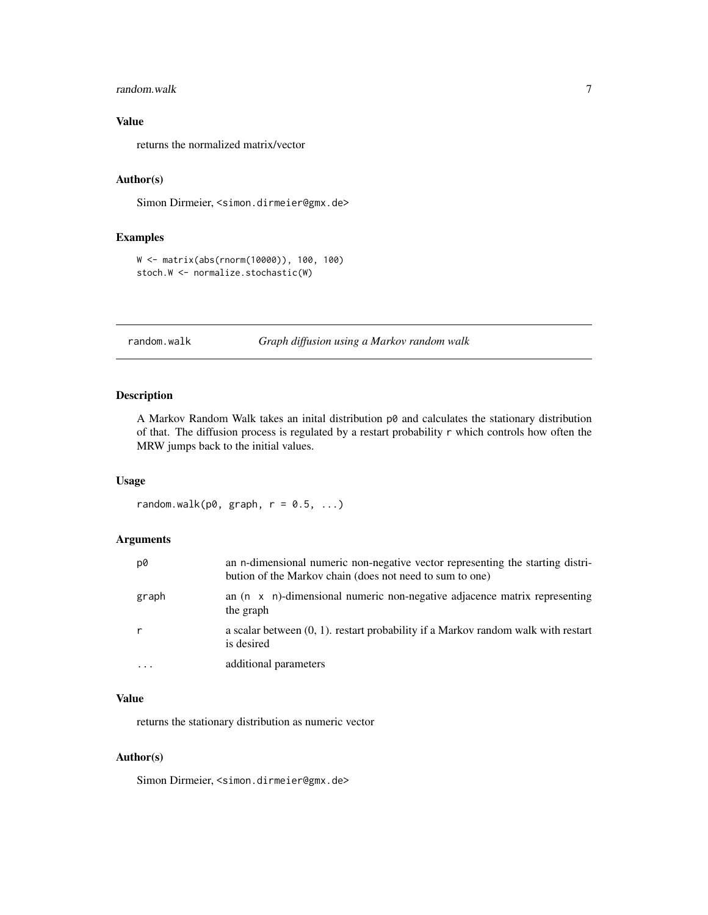### Value

returns the normalized matrix/vector

### Author(s)

Simon Dirmeier, <simon.dirmeier@gmx.de>

### Examples

```
W <- matrix(abs(rnorm(10000)), 100, 100)
stoch.W <- normalize.stochastic(W)
```

---

## random.walk — *Graph diffusion using a Markov random walk*

---

### Description

A Markov Random Walk takes an inital distribution `p0` and calculates the stationary distribution of that. The diffusion process is regulated by a restart probability `r` which controls how often the MRW jumps back to the initial values.

### Usage

```
random.walk(p0, graph, r = 0.5, ...)
```

### Arguments

| | |
|---|---|
| `p0` | an n-dimensional numeric non-negative vector representing the starting distribution of the Markov chain (does not need to sum to one) |
| `graph` | an (n x n)-dimensional numeric non-negative adjacence matrix representing the graph |
| `r` | a scalar between (0, 1). restart probability if a Markov random walk with restart is desired |
| `...` | additional parameters |

### Value

returns the stationary distribution as numeric vector

### Author(s)

Simon Dirmeier, <simon.dirmeier@gmx.de>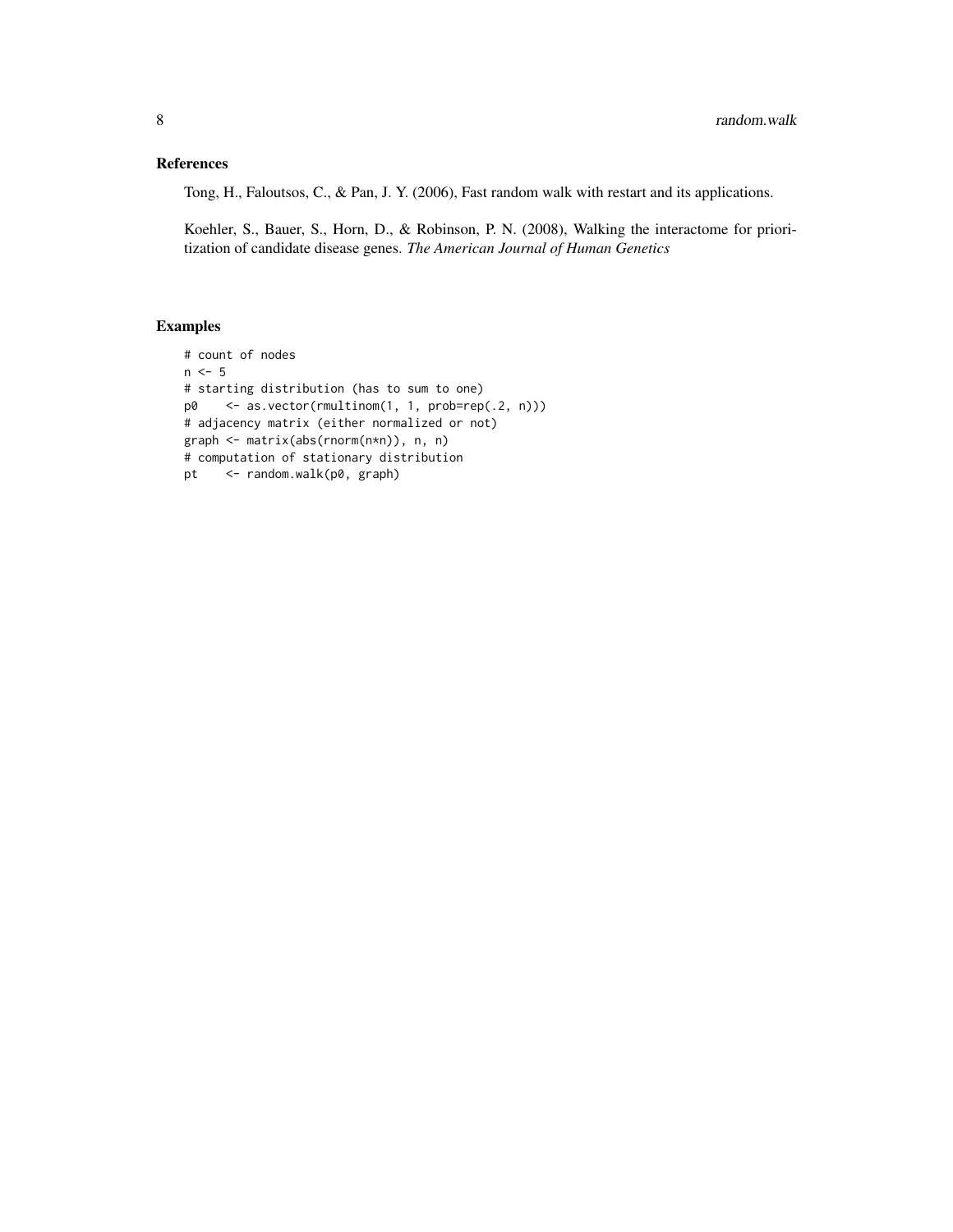## References

Tong, H., Faloutsos, C., & Pan, J. Y. (2006), Fast random walk with restart and its applications.

Koehler, S., Bauer, S., Horn, D., & Robinson, P. N. (2008), Walking the interactome for prioritization of candidate disease genes. *The American Journal of Human Genetics*

## Examples

```
# count of nodes
n <- 5
# starting distribution (has to sum to one)
p0    <- as.vector(rmultinom(1, 1, prob=rep(.2, n)))
# adjacency matrix (either normalized or not)
graph <- matrix(abs(rnorm(n*n)), n, n)
# computation of stationary distribution
pt    <- random.walk(p0, graph)
```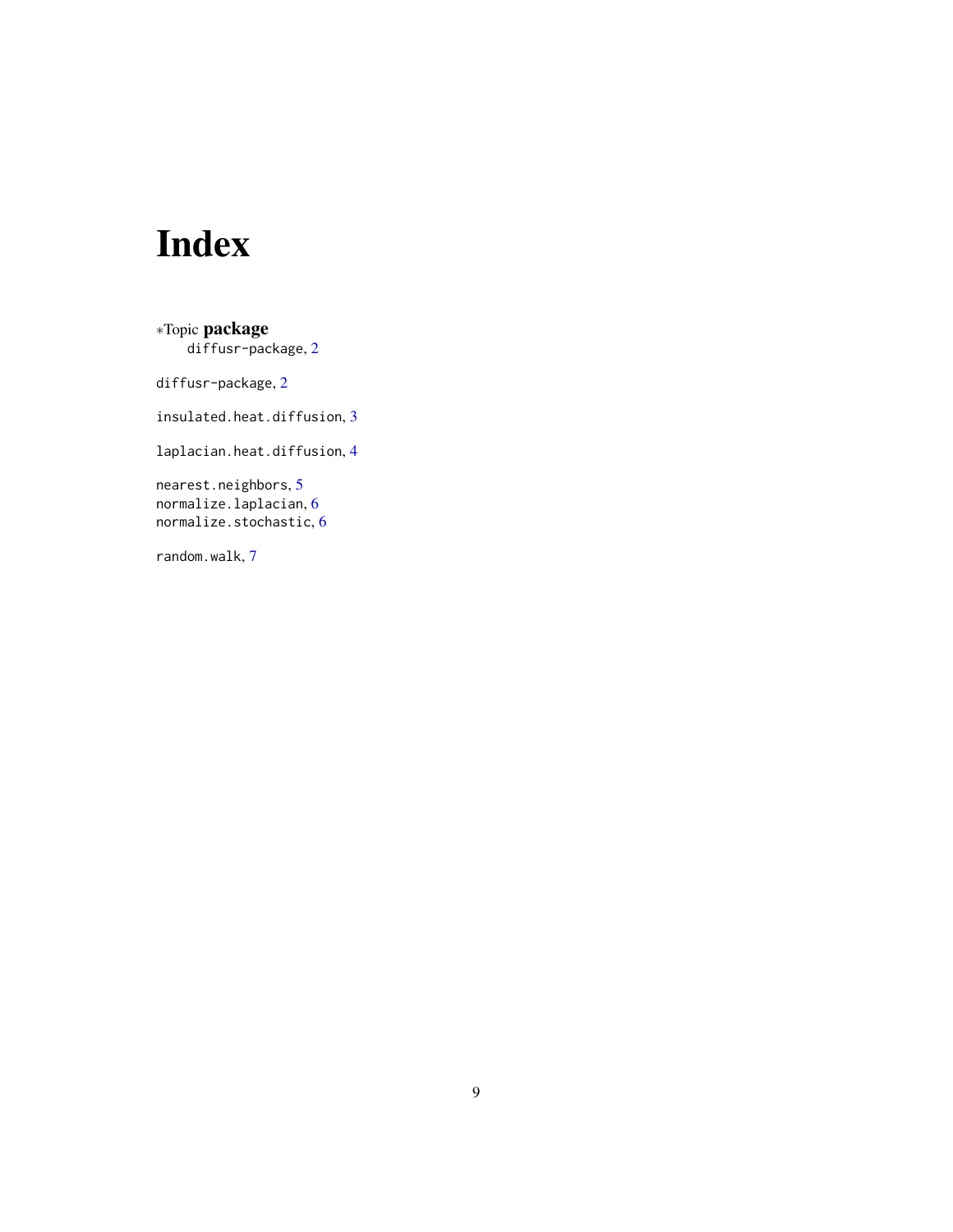# Index

*Topic **package**
    diffusr-package, 2

diffusr-package, 2

insulated.heat.diffusion, 3

laplacian.heat.diffusion, 4

nearest.neighbors, 5
normalize.laplacian, 6
normalize.stochastic, 6

random.walk, 7